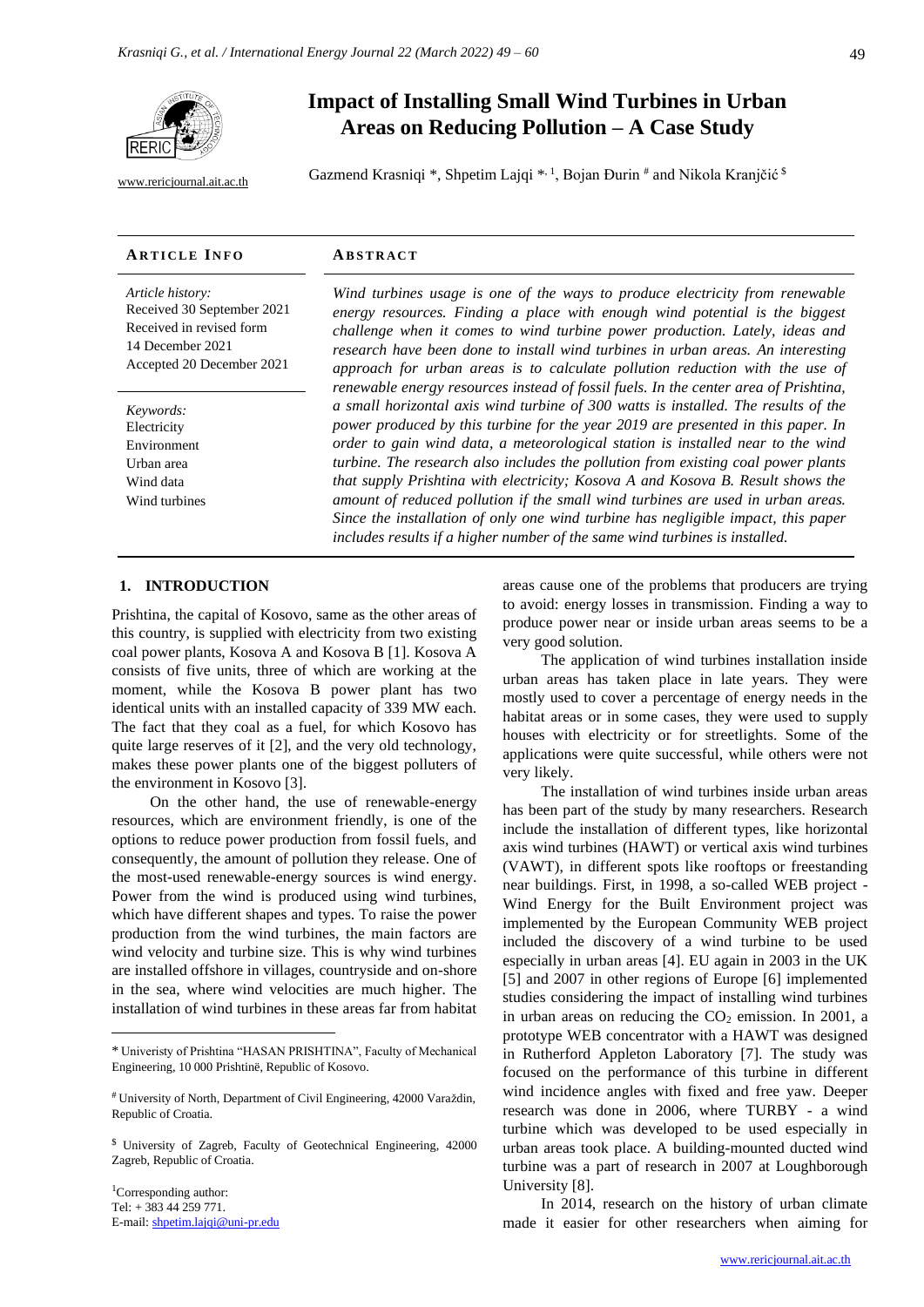# Impact of Installing Small Wind Turbines in Urban Areas on Reducing Pollution – A Case Study

www.rericjournal.ait.ac.th

Gazmend Krasniqi *, Shpetim Lajqi *, [1], Bojan Đurin # and Nikola Kranjčić $

**ARTICLE INFO**

*Article history:*
Received 30 September 2021
Received in revised form 14 December 2021
Accepted 20 December 2021

*Keywords:*
Electricity
Environment
Urban area
Wind data
Wind turbines

**ABSTRACT**

*Wind turbines usage is one of the ways to produce electricity from renewable energy resources. Finding a place with enough wind potential is the biggest challenge when it comes to wind turbine power production. Lately, ideas and research have been done to install wind turbines in urban areas. An interesting approach for urban areas is to calculate pollution reduction with the use of renewable energy resources instead of fossil fuels. In the center area of Prishtina, a small horizontal axis wind turbine of 300 watts is installed. The results of the power produced by this turbine for the year 2019 are presented in this paper. In order to gain wind data, a meteorological station is installed near to the wind turbine. The research also includes the pollution from existing coal power plants that supply Prishtina with electricity; Kosova A and Kosova B. Result shows the amount of reduced pollution if the small wind turbines are used in urban areas. Since the installation of only one wind turbine has negligible impact, this paper includes results if a higher number of the same wind turbines is installed.*

## 1. INTRODUCTION

Prishtina, the capital of Kosovo, same as the other areas of this country, is supplied with electricity from two existing coal power plants, Kosova A and Kosova B [1]. Kosova A consists of five units, three of which are working at the moment, while the Kosova B power plant has two identical units with an installed capacity of 339 MW each. The fact that they coal as a fuel, for which Kosovo has quite large reserves of it [2], and the very old technology, makes these power plants one of the biggest polluters of the environment in Kosovo [3].

On the other hand, the use of renewable-energy resources, which are environment friendly, is one of the options to reduce power production from fossil fuels, and consequently, the amount of pollution they release. One of the most-used renewable-energy sources is wind energy. Power from the wind is produced using wind turbines, which have different shapes and types. To raise the power production from the wind turbines, the main factors are wind velocity and turbine size. This is why wind turbines are installed offshore in villages, countryside and on-shore in the sea, where wind velocities are much higher. The installation of wind turbines in these areas far from habitat areas cause one of the problems that producers are trying to avoid: energy losses in transmission. Finding a way to produce power near or inside urban areas seems to be a very good solution.

The application of wind turbines installation inside urban areas has taken place in late years. They were mostly used to cover a percentage of energy needs in the habitat areas or in some cases, they were used to supply houses with electricity or for streetlights. Some of the applications were quite successful, while others were not very likely.

The installation of wind turbines inside urban areas has been part of the study by many researchers. Research include the installation of different types, like horizontal axis wind turbines (HAWT) or vertical axis wind turbines (VAWT), in different spots like rooftops or freestanding near buildings. First, in 1998, a so-called WEB project - Wind Energy for the Built Environment project was implemented by the European Community WEB project included the discovery of a wind turbine to be used especially in urban areas [4]. EU again in 2003 in the UK [5] and 2007 in other regions of Europe [6] implemented studies considering the impact of installing wind turbines in urban areas on reducing the $CO_2$ emission. In 2001, a prototype WEB concentrator with a HAWT was designed in Rutherford Appleton Laboratory [7]. The study was focused on the performance of this turbine in different wind incidence angles with fixed and free yaw. Deeper research was done in 2006, where TURBY - a wind turbine which was developed to be used especially in urban areas took place. A building-mounted ducted wind turbine was a part of research in 2007 at Loughborough University [8].

In 2014, research on the history of urban climate made it easier for other researchers when aiming for

---

\* Univeristy of Prishtina "HASAN PRISHTINA", Faculty of Mechanical Engineering, 10 000 Prishtinë, Republic of Kosovo.

\# University of North, Department of Civil Engineering, 42000 Varaždin, Republic of Croatia.

$ University of Zagreb, Faculty of Geotechnical Engineering, 42000 Zagreb, Republic of Croatia.

[1] Corresponding author:
Tel: + 383 44 259 771.
E-mail: shpetim.lajqi@uni-pr.edu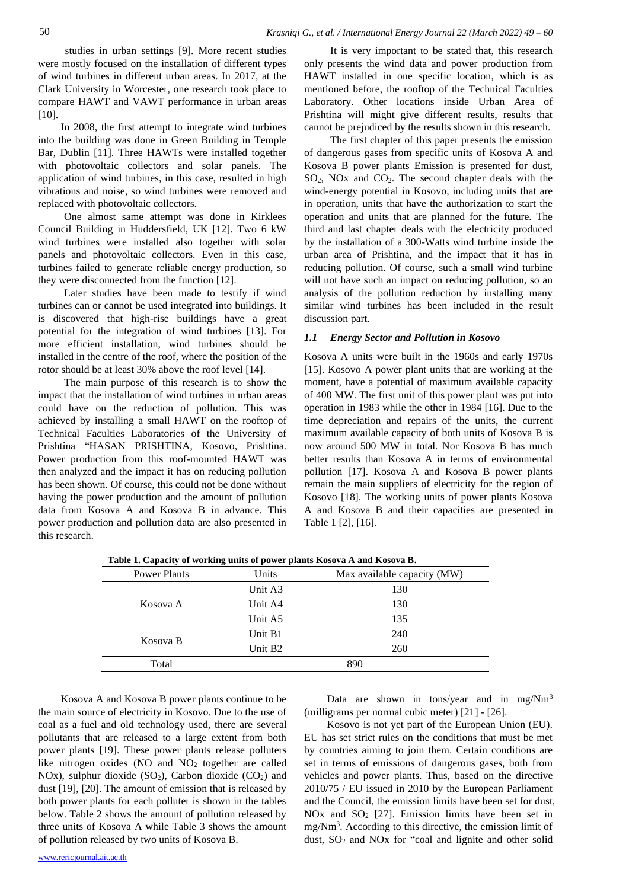studies in urban settings [9]. More recent studies were mostly focused on the installation of different types of wind turbines in different urban areas. In 2017, at the Clark University in Worcester, one research took place to compare HAWT and VAWT performance in urban areas [10].

In 2008, the first attempt to integrate wind turbines into the building was done in Green Building in Temple Bar, Dublin [11]. Three HAWTs were installed together with photovoltaic collectors and solar panels. The application of wind turbines, in this case, resulted in high vibrations and noise, so wind turbines were removed and replaced with photovoltaic collectors.

One almost same attempt was done in Kirklees Council Building in Huddersfield, UK [12]. Two 6 kW wind turbines were installed also together with solar panels and photovoltaic collectors. Even in this case, turbines failed to generate reliable energy production, so they were disconnected from the function [12].

Later studies have been made to testify if wind turbines can or cannot be used integrated into buildings. It is discovered that high-rise buildings have a great potential for the integration of wind turbines [13]. For more efficient installation, wind turbines should be installed in the centre of the roof, where the position of the rotor should be at least 30% above the roof level [14].

The main purpose of this research is to show the impact that the installation of wind turbines in urban areas could have on the reduction of pollution. This was achieved by installing a small HAWT on the rooftop of Technical Faculties Laboratories of the University of Prishtina "HASAN PRISHTINA, Kosovo, Prishtina. Power production from this roof-mounted HAWT was then analyzed and the impact it has on reducing pollution has been shown. Of course, this could not be done without having the power production and the amount of pollution data from Kosova A and Kosova B in advance. This power production and pollution data are also presented in this research.

It is very important to be stated that, this research only presents the wind data and power production from HAWT installed in one specific location, which is as mentioned before, the rooftop of the Technical Faculties Laboratory. Other locations inside Urban Area of Prishtina will might give different results, results that cannot be prejudiced by the results shown in this research.

The first chapter of this paper presents the emission of dangerous gases from specific units of Kosova A and Kosova B power plants Emission is presented for dust, $SO_2$, NOx and $CO_2$. The second chapter deals with the wind-energy potential in Kosovo, including units that are in operation, units that have the authorization to start the operation and units that are planned for the future. The third and last chapter deals with the electricity produced by the installation of a 300-Watts wind turbine inside the urban area of Prishtina, and the impact that it has in reducing pollution. Of course, such a small wind turbine will not have such an impact on reducing pollution, so an analysis of the pollution reduction by installing many similar wind turbines has been included in the result discussion part.

### *1.1 Energy Sector and Pollution in Kosovo*

Kosova A units were built in the 1960s and early 1970s [15]. Kosovo A power plant units that are working at the moment, have a potential of maximum available capacity of 400 MW. The first unit of this power plant was put into operation in 1983 while the other in 1984 [16]. Due to the time depreciation and repairs of the units, the current maximum available capacity of both units of Kosova B is now around 500 MW in total. Nor Kosova B has much better results than Kosova A in terms of environmental pollution [17]. Kosova A and Kosova B power plants remain the main suppliers of electricity for the region of Kosovo [18]. The working units of power plants Kosova A and Kosova B and their capacities are presented in Table 1 [2], [16].

**Table 1. Capacity of working units of power plants Kosova A and Kosova B.**

| Power Plants | Units | Max available capacity (MW) |
|---|---|---|
| Kosova A | Unit A3 | 130 |
| | Unit A4 | 130 |
| | Unit A5 | 135 |
| Kosova B | Unit B1 | 240 |
| | Unit B2 | 260 |
| Total | | 890 |

Kosova A and Kosova B power plants continue to be the main source of electricity in Kosovo. Due to the use of coal as a fuel and old technology used, there are several pollutants that are released to a large extent from both power plants [19]. These power plants release polluters like nitrogen oxides (NO and $NO_2$ together are called NOx), sulphur dioxide ($SO_2$), Carbon dioxide ($CO_2$) and dust [19], [20]. The amount of emission that is released by both power plants for each polluter is shown in the tables below. Table 2 shows the amount of pollution released by three units of Kosova A while Table 3 shows the amount of pollution released by two units of Kosova B.

Data are shown in tons/year and in mg/Nm$^3$ (milligrams per normal cubic meter) [21] - [26].

Kosovo is not yet part of the European Union (EU). EU has set strict rules on the conditions that must be met by countries aiming to join them. Certain conditions are set in terms of emissions of dangerous gases, both from vehicles and power plants. Thus, based on the directive 2010/75 / EU issued in 2010 by the European Parliament and the Council, the emission limits have been set for dust, NOx and $SO_2$ [27]. Emission limits have been set in mg/Nm$^3$. According to this directive, the emission limit of dust, $SO_2$ and NOx for "coal and lignite and other solid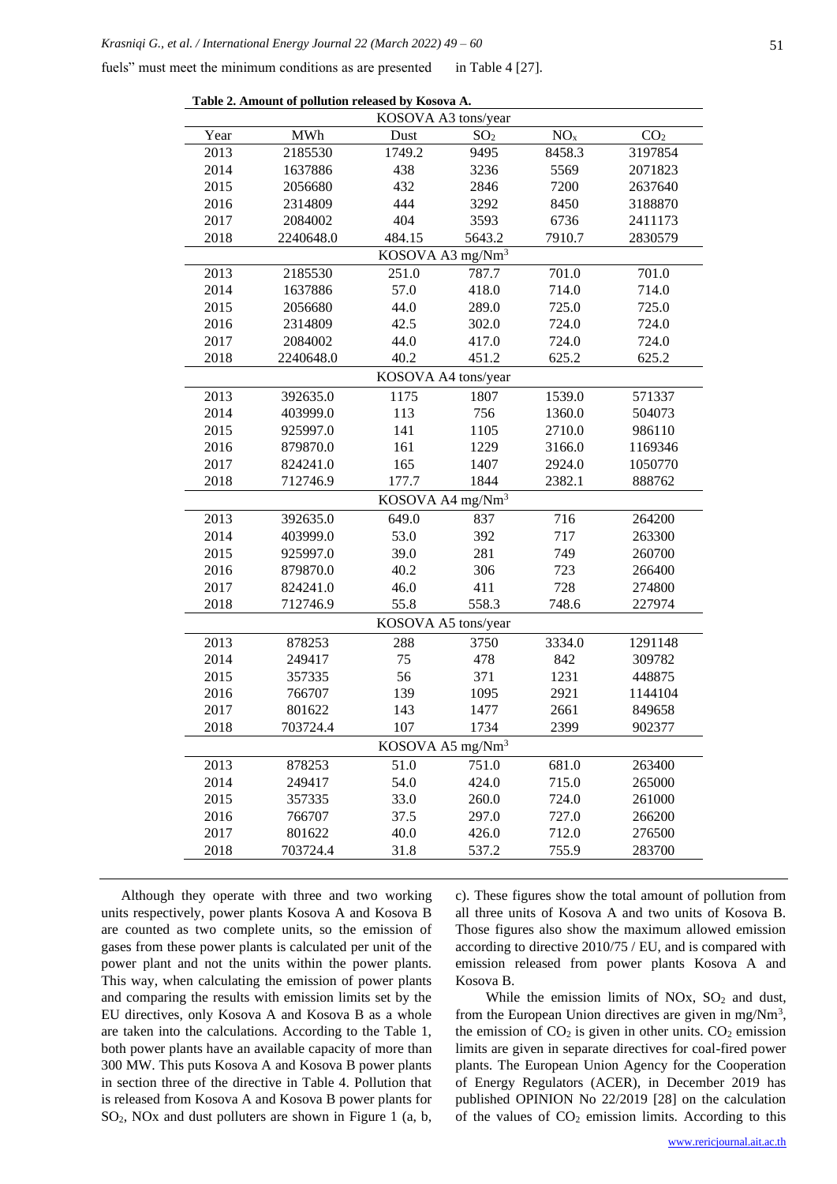fuels" must meet the minimum conditions as are presented in Table 4 [27].

**Table 2. Amount of pollution released by Kosova A.**

| Year | MWh | Dust | $SO_2$ | $NO_x$ | $CO_2$ |
|---|---|---|---|---|---|
| KOSOVA A3 tons/year | | | | | |
| 2013 | 2185530 | 1749.2 | 9495 | 8458.3 | 3197854 |
| 2014 | 1637886 | 438 | 3236 | 5569 | 2071823 |
| 2015 | 2056680 | 432 | 2846 | 7200 | 2637640 |
| 2016 | 2314809 | 444 | 3292 | 8450 | 3188870 |
| 2017 | 2084002 | 404 | 3593 | 6736 | 2411173 |
| 2018 | 2240648.0 | 484.15 | 5643.2 | 7910.7 | 2830579 |
| KOSOVA A3 mg/Nm$^3$ | | | | | |
| 2013 | 2185530 | 251.0 | 787.7 | 701.0 | 701.0 |
| 2014 | 1637886 | 57.0 | 418.0 | 714.0 | 714.0 |
| 2015 | 2056680 | 44.0 | 289.0 | 725.0 | 725.0 |
| 2016 | 2314809 | 42.5 | 302.0 | 724.0 | 724.0 |
| 2017 | 2084002 | 44.0 | 417.0 | 724.0 | 724.0 |
| 2018 | 2240648.0 | 40.2 | 451.2 | 625.2 | 625.2 |
| KOSOVA A4 tons/year | | | | | |
| 2013 | 392635.0 | 1175 | 1807 | 1539.0 | 571337 |
| 2014 | 403999.0 | 113 | 756 | 1360.0 | 504073 |
| 2015 | 925997.0 | 141 | 1105 | 2710.0 | 986110 |
| 2016 | 879870.0 | 161 | 1229 | 3166.0 | 1169346 |
| 2017 | 824241.0 | 165 | 1407 | 2924.0 | 1050770 |
| 2018 | 712746.9 | 177.7 | 1844 | 2382.1 | 888762 |
| KOSOVA A4 mg/Nm$^3$ | | | | | |
| 2013 | 392635.0 | 649.0 | 837 | 716 | 264200 |
| 2014 | 403999.0 | 53.0 | 392 | 717 | 263300 |
| 2015 | 925997.0 | 39.0 | 281 | 749 | 260700 |
| 2016 | 879870.0 | 40.2 | 306 | 723 | 266400 |
| 2017 | 824241.0 | 46.0 | 411 | 728 | 274800 |
| 2018 | 712746.9 | 55.8 | 558.3 | 748.6 | 227974 |
| KOSOVA A5 tons/year | | | | | |
| 2013 | 878253 | 288 | 3750 | 3334.0 | 1291148 |
| 2014 | 249417 | 75 | 478 | 842 | 309782 |
| 2015 | 357335 | 56 | 371 | 1231 | 448875 |
| 2016 | 766707 | 139 | 1095 | 2921 | 1144104 |
| 2017 | 801622 | 143 | 1477 | 2661 | 849658 |
| 2018 | 703724.4 | 107 | 1734 | 2399 | 902377 |
| KOSOVA A5 mg/Nm$^3$ | | | | | |
| 2013 | 878253 | 51.0 | 751.0 | 681.0 | 263400 |
| 2014 | 249417 | 54.0 | 424.0 | 715.0 | 265000 |
| 2015 | 357335 | 33.0 | 260.0 | 724.0 | 261000 |
| 2016 | 766707 | 37.5 | 297.0 | 727.0 | 266200 |
| 2017 | 801622 | 40.0 | 426.0 | 712.0 | 276500 |
| 2018 | 703724.4 | 31.8 | 537.2 | 755.9 | 283700 |

Although they operate with three and two working units respectively, power plants Kosova A and Kosova B are counted as two complete units, so the emission of gases from these power plants is calculated per unit of the power plant and not the units within the power plants. This way, when calculating the emission of power plants and comparing the results with emission limits set by the EU directives, only Kosova A and Kosova B as a whole are taken into the calculations. According to the Table 1, both power plants have an available capacity of more than 300 MW. This puts Kosova A and Kosova B power plants in section three of the directive in Table 4. Pollution that is released from Kosova A and Kosova B power plants for $SO_2$, NOx and dust polluters are shown in Figure 1 (a, b, c). These figures show the total amount of pollution from all three units of Kosova A and two units of Kosova B. Those figures also show the maximum allowed emission according to directive 2010/75 / EU, and is compared with emission released from power plants Kosova A and Kosova B.

While the emission limits of NOx, $SO_2$ and dust, from the European Union directives are given in mg/m$^3$, the emission of $CO_2$ is given in other units. $CO_2$ emission limits are given in separate directives for coal-fired power plants. The European Union Agency for the Cooperation of Energy Regulators (ACER), in December 2019 has published OPINION No 22/2019 [28] on the calculation of the values of $CO_2$ emission limits. According to this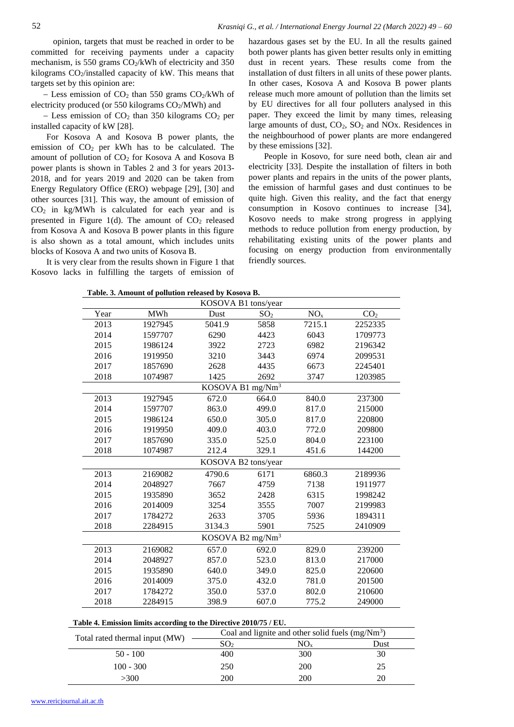opinion, targets that must be reached in order to be committed for receiving payments under a capacity mechanism, is 550 grams $CO_2$/kWh of electricity and 350 kilograms $CO_2$/installed capacity of kW. This means that targets set by this opinion are:

– Less emission of $CO_2$ than 550 grams $CO_2$/kWh of electricity produced (or 550 kilograms $CO_2$/MWh) and

– Less emission of $CO_2$ than 350 kilograms $CO_2$ per installed capacity of kW [28].

For Kosova A and Kosova B power plants, the emission of $CO_2$ per kWh has to be calculated. The amount of pollution of $CO_2$ for Kosova A and Kosova B power plants is shown in Tables 2 and 3 for years 2013-2018, and for years 2019 and 2020 can be taken from Energy Regulatory Office (ERO) webpage [29], [30] and other sources [31]. This way, the amount of emission of $CO_2$ in kg/MWh is calculated for each year and is presented in Figure 1(d). The amount of $CO_2$ released from Kosova A and Kosova B power plants in this figure is also shown as a total amount, which includes units blocks of Kosova A and two units of Kosova B.

It is very clear from the results shown in Figure 1 that Kosovo lacks in fulfilling the targets of emission of hazardous gases set by the EU. In all the results gained both power plants has given better results only in emitting dust in recent years. These results come from the installation of dust filters in all units of these power plants. In other cases, Kosova A and Kosova B power plants release much more amount of pollution than the limits set by EU directives for all four polluters analysed in this paper. They exceed the limit by many times, releasing large amounts of dust, $CO_2$, $SO_2$ and NOx. Residences in the neighbourhood of power plants are more endangered by these emissions [32].

People in Kosovo, for sure need both, clean air and electricity [33]. Despite the installation of filters in both power plants and repairs in the units of the power plants, the emission of harmful gases and dust continues to be quite high. Given this reality, and the fact that energy consumption in Kosovo continues to increase [34], Kosovo needs to make strong progress in applying methods to reduce pollution from energy production, by rehabilitating existing units of the power plants and focusing on energy production from environmentally friendly sources.

**Table. 3. Amount of pollution released by Kosova B.**

| Year | MWh | Dust | $SO_2$ | $NO_x$ | $CO_2$ |
|---|---|---|---|---|---|
| KOSOVA B1 tons/year | | | | | |
| 2013 | 1927945 | 5041.9 | 5858 | 7215.1 | 2252335 |
| 2014 | 1597707 | 6290 | 4423 | 6043 | 1709773 |
| 2015 | 1986124 | 3922 | 2723 | 6982 | 2196342 |
| 2016 | 1919950 | 3210 | 3443 | 6974 | 2099531 |
| 2017 | 1857690 | 2628 | 4435 | 6673 | 2245401 |
| 2018 | 1074987 | 1425 | 2692 | 3747 | 1203985 |
| KOSOVA B1 mg/Nm$^3$ | | | | | |
| 2013 | 1927945 | 672.0 | 664.0 | 840.0 | 237300 |
| 2014 | 1597707 | 863.0 | 499.0 | 817.0 | 215000 |
| 2015 | 1986124 | 650.0 | 305.0 | 817.0 | 220800 |
| 2016 | 1919950 | 409.0 | 403.0 | 772.0 | 209800 |
| 2017 | 1857690 | 335.0 | 525.0 | 804.0 | 223100 |
| 2018 | 1074987 | 212.4 | 329.1 | 451.6 | 144200 |
| KOSOVA B2 tons/year | | | | | |
| 2013 | 2169082 | 4790.6 | 6171 | 6860.3 | 2189936 |
| 2014 | 2048927 | 7667 | 4759 | 7138 | 1911977 |
| 2015 | 1935890 | 3652 | 2428 | 6315 | 1998242 |
| 2016 | 2014009 | 3254 | 3555 | 7007 | 2199983 |
| 2017 | 1784272 | 2633 | 3705 | 5936 | 1894311 |
| 2018 | 2284915 | 3134.3 | 5901 | 7525 | 2410909 |
| KOSOVA B2 mg/Nm$^3$ | | | | | |
| 2013 | 2169082 | 657.0 | 692.0 | 829.0 | 239200 |
| 2014 | 2048927 | 857.0 | 523.0 | 813.0 | 217000 |
| 2015 | 1935890 | 640.0 | 349.0 | 825.0 | 220600 |
| 2016 | 2014009 | 375.0 | 432.0 | 781.0 | 201500 |
| 2017 | 1784272 | 350.0 | 537.0 | 802.0 | 210600 |
| 2018 | 2284915 | 398.9 | 607.0 | 775.2 | 249000 |

**Table 4. Emission limits according to the Directive 2010/75 / EU.**

| Total rated thermal input (MW) | Coal and lignite and other solid fuels (mg/Nm$^3$) | | |
|---|---|---|---|
| | $SO_2$ | $NO_x$ | Dust |
| 50 - 100 | 400 | 300 | 30 |
| 100 - 300 | 250 | 200 | 25 |
| >300 | 200 | 200 | 20 |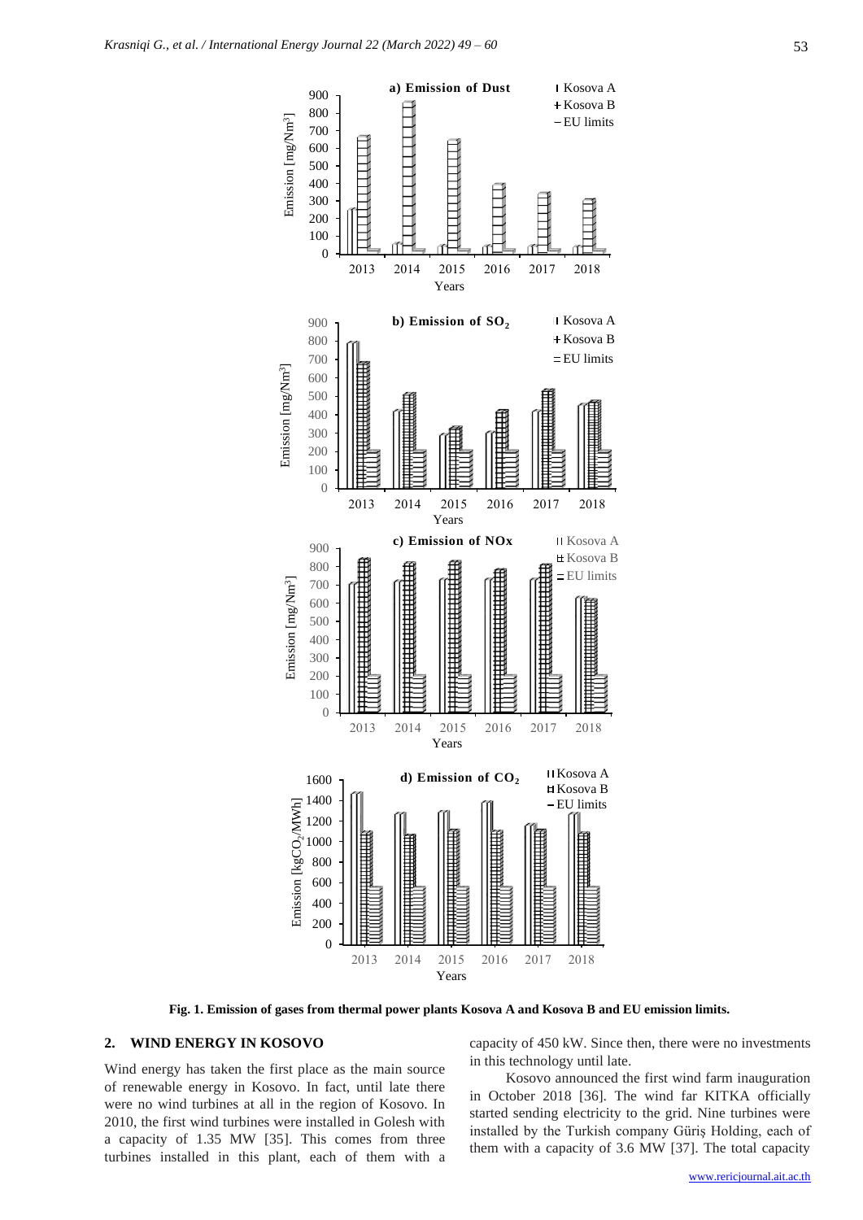Fig. 1. Emission of gases from thermal power plants Kosova A and Kosova B and EU emission limits.

## 2. WIND ENERGY IN KOSOVO

Wind energy has taken the first place as the main source of renewable energy in Kosovo. In fact, until late there were no wind turbines at all in the region of Kosovo. In 2010, the first wind turbines were installed in Golesh with a capacity of 1.35 MW [35]. This comes from three turbines installed in this plant, each of them with a capacity of 450 kW. Since then, there were no investments in this technology until late.

Kosovo announced the first wind farm inauguration in October 2018 [36]. The wind far KITKA officially started sending electricity to the grid. Nine turbines were installed by the Turkish company Güriş Holding, each of them with a capacity of 3.6 MW [37]. The total capacity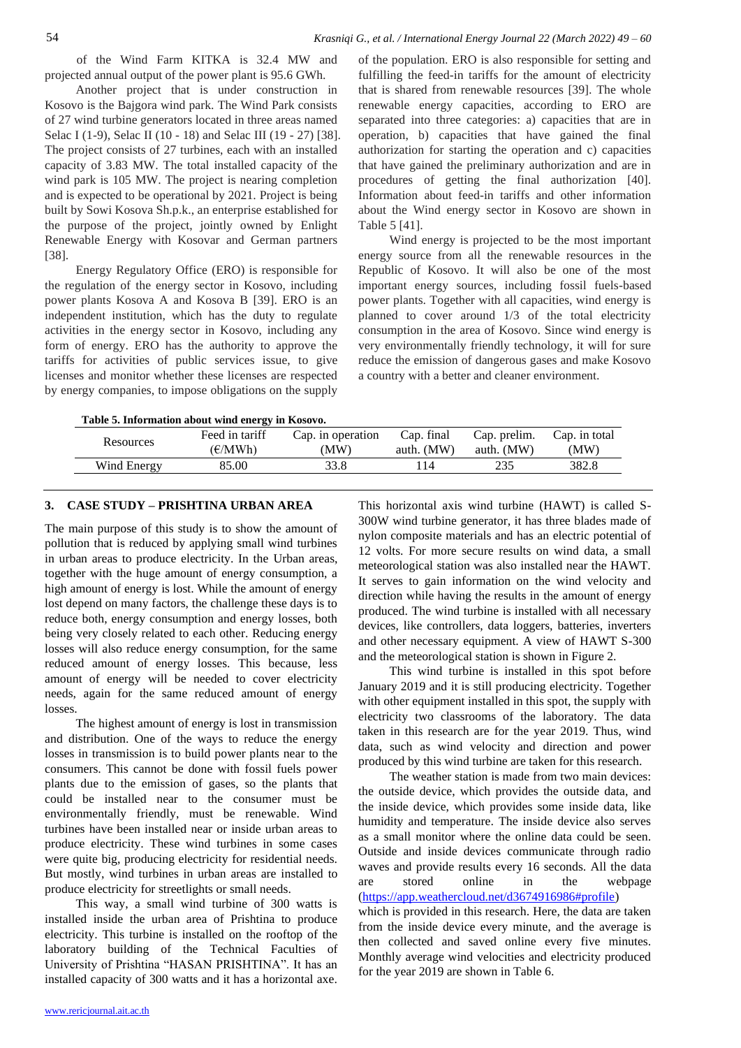of the Wind Farm KITKA is 32.4 MW and projected annual output of the power plant is 95.6 GWh.

Another project that is under construction in Kosovo is the Bajgora wind park. The Wind Park consists of 27 wind turbine generators located in three areas named Selac I (1-9), Selac II (10 - 18) and Selac III (19 - 27) [38]. The project consists of 27 turbines, each with an installed capacity of 3.83 MW. The total installed capacity of the wind park is 105 MW. The project is nearing completion and is expected to be operational by 2021. Project is being built by Sowi Kosova Sh.p.k., an enterprise established for the purpose of the project, jointly owned by Enlight Renewable Energy with Kosovar and German partners [38].

Energy Regulatory Office (ERO) is responsible for the regulation of the energy sector in Kosovo, including power plants Kosova A and Kosova B [39]. ERO is an independent institution, which has the duty to regulate activities in the energy sector in Kosovo, including any form of energy. ERO has the authority to approve the tariffs for activities of public services issue, to give licenses and monitor whether these licenses are respected by energy companies, to impose obligations on the supply of the population. ERO is also responsible for setting and fulfilling the feed-in tariffs for the amount of electricity that is shared from renewable resources [39]. The whole renewable energy capacities, according to ERO are separated into three categories: a) capacities that are in operation, b) capacities that have gained the final authorization for starting the operation and c) capacities that have gained the preliminary authorization and are in procedures of getting the final authorization [40]. Information about feed-in tariffs and other information about the Wind energy sector in Kosovo are shown in Table 5 [41].

Wind energy is projected to be the most important energy source from all the renewable resources in the Republic of Kosovo. It will also be one of the most important energy sources, including fossil fuels-based power plants. Together with all capacities, wind energy is planned to cover around 1/3 of the total electricity consumption in the area of Kosovo. Since wind energy is very environmentally friendly technology, it will for sure reduce the emission of dangerous gases and make Kosovo a country with a better and cleaner environment.

**Table 5. Information about wind energy in Kosovo.**

| Resources | Feed in tariff (€/MWh) | Cap. in operation (MW) | Cap. final auth. (MW) | Cap. prelim. auth. (MW) | Cap. in total (MW) |
|---|---|---|---|---|---|
| Wind Energy | 85.00 | 33.8 | 114 | 235 | 382.8 |

## 3. CASE STUDY – PRISHTINA URBAN AREA

The main purpose of this study is to show the amount of pollution that is reduced by applying small wind turbines in urban areas to produce electricity. In the Urban areas, together with the huge amount of energy consumption, a high amount of energy is lost. While the amount of energy lost depend on many factors, the challenge these days is to reduce both, energy consumption and energy losses, both being very closely related to each other. Reducing energy losses will also reduce energy consumption, for the same reduced amount of energy losses. This because, less amount of energy will be needed to cover electricity needs, again for the same reduced amount of energy losses.

The highest amount of energy is lost in transmission and distribution. One of the ways to reduce the energy losses in transmission is to build power plants near to the consumers. This cannot be done with fossil fuels power plants due to the emission of gases, so the plants that could be installed near to the consumer must be environmentally friendly, must be renewable. Wind turbines have been installed near or inside urban areas to produce electricity. These wind turbines in some cases were quite big, producing electricity for residential needs. But mostly, wind turbines in urban areas are installed to produce electricity for streetlights or small needs.

This way, a small wind turbine of 300 watts is installed inside the urban area of Prishtina to produce electricity. This turbine is installed on the rooftop of the laboratory building of the Technical Faculties of University of Prishtina "HASAN PRISHTINA". It has an installed capacity of 300 watts and it has a horizontal axe. This horizontal axis wind turbine (HAWT) is called S-300W wind turbine generator, it has three blades made of nylon composite materials and has an electric potential of 12 volts. For more secure results on wind data, a small meteorological station was also installed near the HAWT. It serves to gain information on the wind velocity and direction while having the results in the amount of energy produced. The wind turbine is installed with all necessary devices, like controllers, data loggers, batteries, inverters and other necessary equipment. A view of HAWT S-300 and the meteorological station is shown in Figure 2.

This wind turbine is installed in this spot before January 2019 and it is still producing electricity. Together with other equipment installed in this spot, the supply with electricity two classrooms of the laboratory. The data taken in this research are for the year 2019. Thus, wind data, such as wind velocity and direction and power produced by this wind turbine are taken for this research.

The weather station is made from two main devices: the outside device, which provides the outside data, and the inside device, which provides some inside data, like humidity and temperature. The inside device also serves as a small monitor where the online data could be seen. Outside and inside devices communicate through radio waves and provide results every 16 seconds. All the data are stored online in the webpage (https://app.weathercloud.net/d3674916986#profile) which is provided in this research. Here, the data are taken from the inside device every minute, and the average is then collected and saved online every five minutes. Monthly average wind velocities and electricity produced for the year 2019 are shown in Table 6.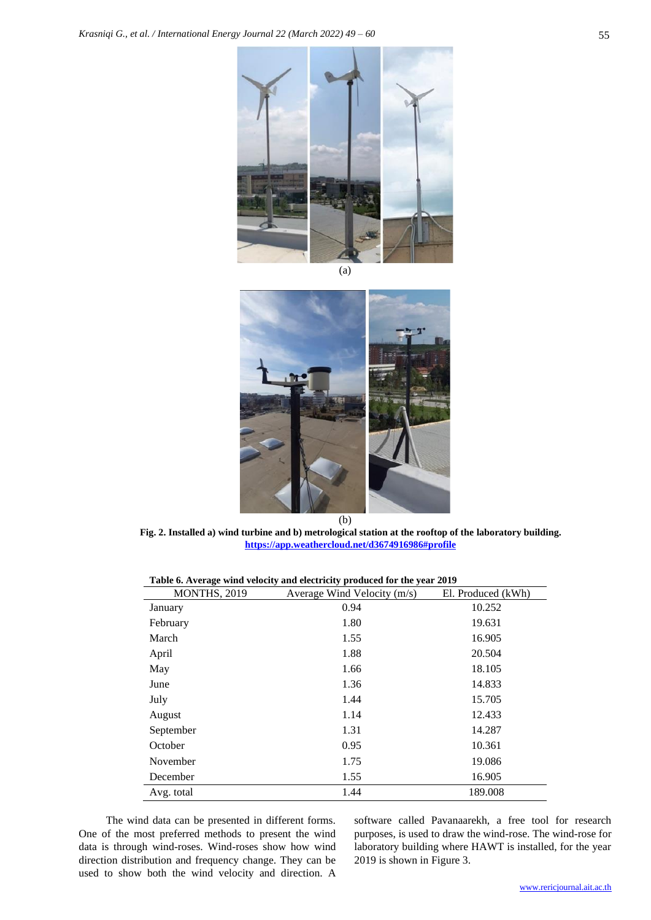(a)

(b)

**Fig. 2. Installed a) wind turbine and b) metrological station at the rooftop of the laboratory building.** [https://app.weathercloud.net/d3674916986#profile](https://app.weathercloud.net/d3674916986#profile)

**Table 6. Average wind velocity and electricity produced for the year 2019**

| MONTHS, 2019 | Average Wind Velocity (m/s) | El. Produced (kWh) |
|---|---|---|
| January | 0.94 | 10.252 |
| February | 1.80 | 19.631 |
| March | 1.55 | 16.905 |
| April | 1.88 | 20.504 |
| May | 1.66 | 18.105 |
| June | 1.36 | 14.833 |
| July | 1.44 | 15.705 |
| August | 1.14 | 12.433 |
| September | 1.31 | 14.287 |
| October | 0.95 | 10.361 |
| November | 1.75 | 19.086 |
| December | 1.55 | 16.905 |
| Avg. total | 1.44 | 189.008 |

The wind data can be presented in different forms. One of the most preferred methods to present the wind data is through wind-roses. Wind-roses show how wind direction distribution and frequency change. They can be used to show both the wind velocity and direction. A software called Pavanaarekh, a free tool for research purposes, is used to draw the wind-rose. The wind-rose for laboratory building where HAWT is installed, for the year 2019 is shown in Figure 3.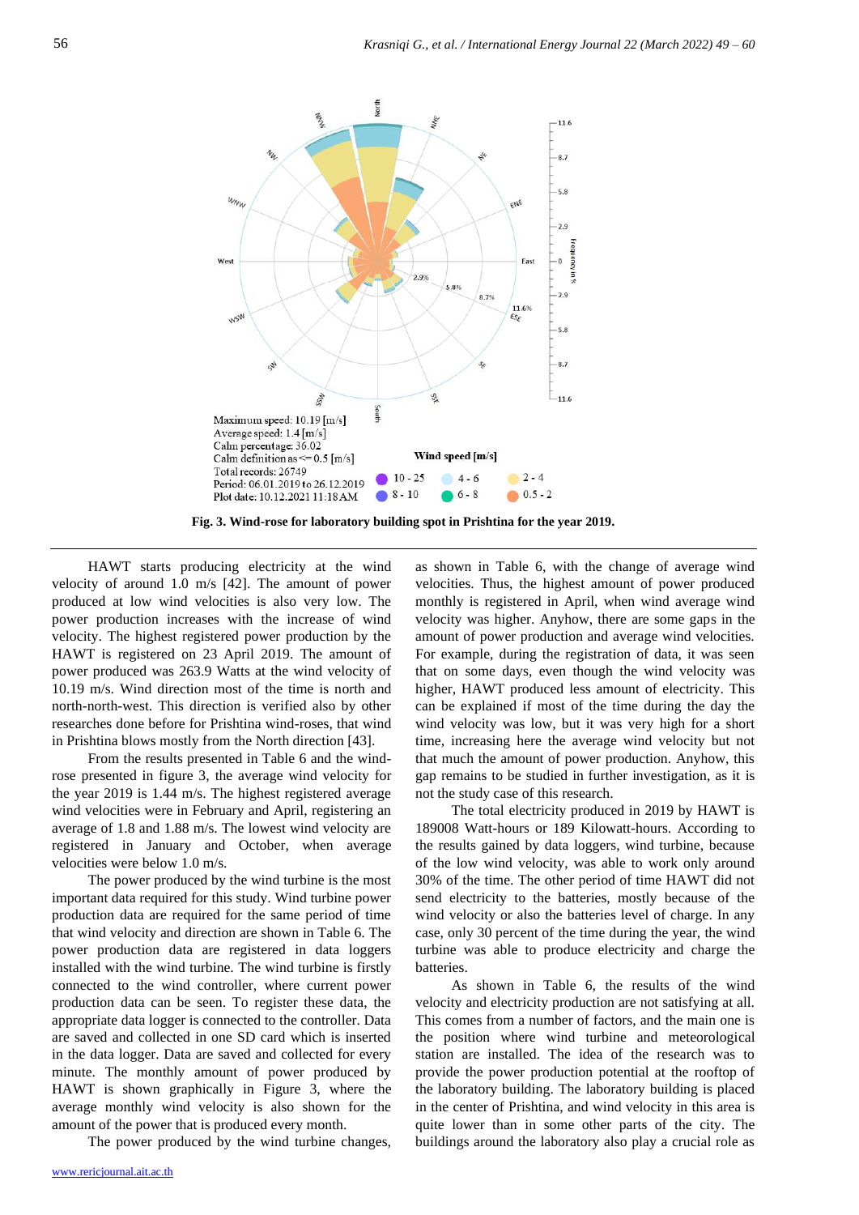Maximum speed: 10.19 [m/s]
Average speed: 1.4 [m/s]
Calm percentage: 36.02
Calm definition as <= 0.5 [m/s]
Total records: 26749
Period: 06.01.2019 to 26.12.2019
Plot date: 10.12.2021 11:18AM

**Fig. 3. Wind-rose for laboratory building spot in Prishtina for the year 2019.**

HAWT starts producing electricity at the wind velocity of around 1.0 m/s [42]. The amount of power produced at low wind velocities is also very low. The power production increases with the increase of wind velocity. The highest registered power production by the HAWT is registered on 23 April 2019. The amount of power produced was 263.9 Watts at the wind velocity of 10.19 m/s. Wind direction most of the time is north and north-north-west. This direction is verified also by other researches done before for Prishtina wind-roses, that wind in Prishtina blows mostly from the North direction [43].

From the results presented in Table 6 and the wind-rose presented in figure 3, the average wind velocity for the year 2019 is 1.44 m/s. The highest registered average wind velocities were in February and April, registering an average of 1.8 and 1.88 m/s. The lowest wind velocity are registered in January and October, when average velocities were below 1.0 m/s.

The power produced by the wind turbine is the most important data required for this study. Wind turbine power production data are required for the same period of time that wind velocity and direction are shown in Table 6. The power production data are registered in data loggers installed with the wind turbine. The wind turbine is firstly connected to the wind controller, where current power production data can be seen. To register these data, the appropriate data logger is connected to the controller. Data are saved and collected in one SD card which is inserted in the data logger. Data are saved and collected for every minute. The monthly amount of power produced by HAWT is shown graphically in Figure 3, where the average monthly wind velocity is also shown for the amount of the power that is produced every month.

The power produced by the wind turbine changes, as shown in Table 6, with the change of average wind velocities. Thus, the highest amount of power produced monthly is registered in April, when wind average wind velocity was higher. Anyhow, there are some gaps in the amount of power production and average wind velocities. For example, during the registration of data, it was seen that on some days, even though the wind velocity was higher, HAWT produced less amount of electricity. This can be explained if most of the time during the day the wind velocity was low, but it was very high for a short time, increasing here the average wind velocity but not that much the amount of power production. Anyhow, this gap remains to be studied in further investigation, as it is not the study case of this research.

The total electricity produced in 2019 by HAWT is 189008 Watt-hours or 189 Kilowatt-hours. According to the results gained by data loggers, wind turbine, because of the low wind velocity, was able to work only around 30% of the time. The other period of time HAWT did not send electricity to the batteries, mostly because of the wind velocity or also the batteries level of charge. In any case, only 30 percent of the time during the year, the wind turbine was able to produce electricity and charge the batteries.

As shown in Table 6, the results of the wind velocity and electricity production are not satisfying at all. This comes from a number of factors, and the main one is the position where wind turbine and meteorological station are installed. The idea of the research was to provide the power production potential at the rooftop of the laboratory building. The laboratory building is placed in the center of Prishtina, and wind velocity in this area is quite lower than in some other parts of the city. The buildings around the laboratory also play a crucial role as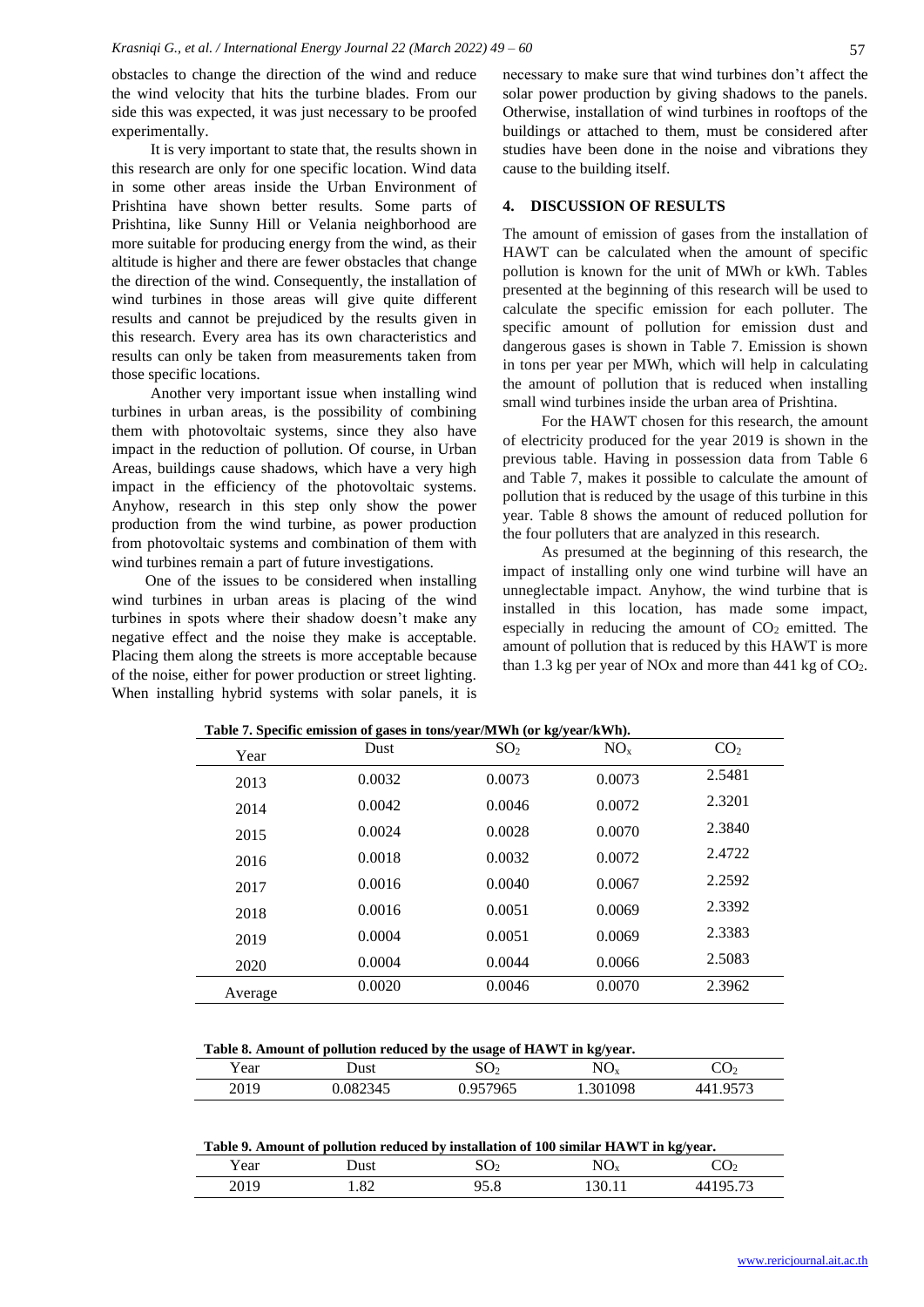obstacles to change the direction of the wind and reduce the wind velocity that hits the turbine blades. From our side this was expected, it was just necessary to be proofed experimentally.

It is very important to state that, the results shown in this research are only for one specific location. Wind data in some other areas inside the Urban Environment of Prishtina have shown better results. Some parts of Prishtina, like Sunny Hill or Velania neighborhood are more suitable for producing energy from the wind, as their altitude is higher and there are fewer obstacles that change the direction of the wind. Consequently, the installation of wind turbines in those areas will give quite different results and cannot be prejudiced by the results given in this research. Every area has its own characteristics and results can only be taken from measurements taken from those specific locations.

Another very important issue when installing wind turbines in urban areas, is the possibility of combining them with photovoltaic systems, since they also have impact in the reduction of pollution. Of course, in Urban Areas, buildings cause shadows, which have a very high impact in the efficiency of the photovoltaic systems. Anyhow, research in this step only show the power production from the wind turbine, as power production from photovoltaic systems and combination of them with wind turbines remain a part of future investigations.

One of the issues to be considered when installing wind turbines in urban areas is placing of the wind turbines in spots where their shadow doesn't make any negative effect and the noise they make is acceptable. Placing them along the streets is more acceptable because of the noise, either for power production or street lighting. When installing hybrid systems with solar panels, it is necessary to make sure that wind turbines don't affect the solar power production by giving shadows to the panels. Otherwise, installation of wind turbines in rooftops of the buildings or attached to them, must be considered after studies have been done in the noise and vibrations they cause to the building itself.

## 4. DISCUSSION OF RESULTS

The amount of emission of gases from the installation of HAWT can be calculated when the amount of specific pollution is known for the unit of MWh or kWh. Tables presented at the beginning of this research will be used to calculate the specific emission for each polluter. The specific amount of pollution for emission dust and dangerous gases is shown in Table 7. Emission is shown in tons per year per MWh, which will help in calculating the amount of pollution that is reduced when installing small wind turbines inside the urban area of Prishtina.

For the HAWT chosen for this research, the amount of electricity produced for the year 2019 is shown in the previous table. Having in possession data from Table 6 and Table 7, makes it possible to calculate the amount of pollution that is reduced by the usage of this turbine in this year. Table 8 shows the amount of reduced pollution for the four polluters that are analyzed in this research.

As presumed at the beginning of this research, the impact of installing only one wind turbine will have an unneglectable impact. Anyhow, the wind turbine that is installed in this location, has made some impact, especially in reducing the amount of $CO_2$ emitted. The amount of pollution that is reduced by this HAWT is more than 1.3 kg per year of NOx and more than 441 kg of $CO_2$.

**Table 7. Specific emission of gases in tons/year/MWh (or kg/year/kWh).**

| Year | Dust | $SO_2$ | $NO_x$ | $CO_2$ |
|---|---|---|---|---|
| 2013 | 0.0032 | 0.0073 | 0.0073 | 2.5481 |
| 2014 | 0.0042 | 0.0046 | 0.0072 | 2.3201 |
| 2015 | 0.0024 | 0.0028 | 0.0070 | 2.3840 |
| 2016 | 0.0018 | 0.0032 | 0.0072 | 2.4722 |
| 2017 | 0.0016 | 0.0040 | 0.0067 | 2.2592 |
| 2018 | 0.0016 | 0.0051 | 0.0069 | 2.3392 |
| 2019 | 0.0004 | 0.0051 | 0.0069 | 2.3383 |
| 2020 | 0.0004 | 0.0044 | 0.0066 | 2.5083 |
| Average | 0.0020 | 0.0046 | 0.0070 | 2.3962 |

**Table 8. Amount of pollution reduced by the usage of HAWT in kg/year.**

| Year | Dust | $SO_2$ | $NO_x$ | $CO_2$ |
|---|---|---|---|---|
| 2019 | 0.082345 | 0.957965 | 1.301098 | 441.9573 |

**Table 9. Amount of pollution reduced by installation of 100 similar HAWT in kg/year.**

| Year | Dust | $SO_2$ | $NO_x$ | $CO_2$ |
|---|---|---|---|---|
| 2019 | 1.82 | 95.8 | 130.11 | 44195.73 |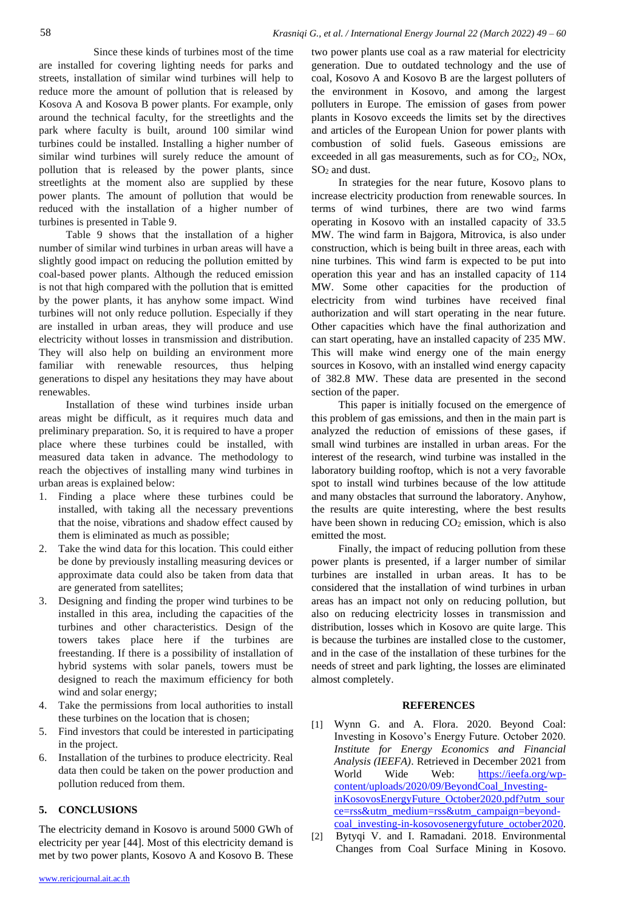Since these kinds of turbines most of the time are installed for covering lighting needs for parks and streets, installation of similar wind turbines will help to reduce more the amount of pollution that is released by Kosova A and Kosova B power plants. For example, only around the technical faculty, for the streetlights and the park where faculty is built, around 100 similar wind turbines could be installed. Installing a higher number of similar wind turbines will surely reduce the amount of pollution that is released by the power plants, since streetlights at the moment also are supplied by these power plants. The amount of pollution that would be reduced with the installation of a higher number of turbines is presented in Table 9.

Table 9 shows that the installation of a higher number of similar wind turbines in urban areas will have a slightly good impact on reducing the pollution emitted by coal-based power plants. Although the reduced emission is not that high compared with the pollution that is emitted by the power plants, it has anyhow some impact. Wind turbines will not only reduce pollution. Especially if they are installed in urban areas, they will produce and use electricity without losses in transmission and distribution. They will also help on building an environment more familiar with renewable resources, thus helping generations to dispel any hesitations they may have about renewables.

Installation of these wind turbines inside urban areas might be difficult, as it requires much data and preliminary preparation. So, it is required to have a proper place where these turbines could be installed, with measured data taken in advance. The methodology to reach the objectives of installing many wind turbines in urban areas is explained below:

1. Finding a place where these turbines could be installed, with taking all the necessary preventions that the noise, vibrations and shadow effect caused by them is eliminated as much as possible;
2. Take the wind data for this location. This could either be done by previously installing measuring devices or approximate data could also be taken from data that are generated from satellites;
3. Designing and finding the proper wind turbines to be installed in this area, including the capacities of the turbines and other characteristics. Design of the towers takes place here if the turbines are freestanding. If there is a possibility of installation of hybrid systems with solar panels, towers must be designed to reach the maximum efficiency for both wind and solar energy;
4. Take the permissions from local authorities to install these turbines on the location that is chosen;
5. Find investors that could be interested in participating in the project.
6. Installation of the turbines to produce electricity. Real data then could be taken on the power production and pollution reduced from them.

## 5. CONCLUSIONS

The electricity demand in Kosovo is around 5000 GWh of electricity per year [44]. Most of this electricity demand is met by two power plants, Kosovo A and Kosovo B. These two power plants use coal as a raw material for electricity generation. Due to outdated technology and the use of coal, Kosovo A and Kosovo B are the largest polluters of the environment in Kosovo, and among the largest polluters in Europe. The emission of gases from power plants in Kosovo exceeds the limits set by the directives and articles of the European Union for power plants with combustion of solid fuels. Gaseous emissions are exceeded in all gas measurements, such as for $CO_2$, NOx, $SO_2$ and dust.

In strategies for the near future, Kosovo plans to increase electricity production from renewable sources. In terms of wind turbines, there are two wind farms operating in Kosovo with an installed capacity of 33.5 MW. The wind farm in Bajgora, Mitrovica, is also under construction, which is being built in three areas, each with nine turbines. This wind farm is expected to be put into operation this year and has an installed capacity of 114 MW. Some other capacities for the production of electricity from wind turbines have received final authorization and will start operating in the near future. Other capacities which have the final authorization and can start operating, have an installed capacity of 235 MW. This will make wind energy one of the main energy sources in Kosovo, with an installed wind energy capacity of 382.8 MW. These data are presented in the second section of the paper.

This paper is initially focused on the emergence of this problem of gas emissions, and then in the main part is analyzed the reduction of emissions of these gases, if small wind turbines are installed in urban areas. For the interest of the research, wind turbine was installed in the laboratory building rooftop, which is not a very favorable spot to install wind turbines because of the low attitude and many obstacles that surround the laboratory. Anyhow, the results are quite interesting, where the best results have been shown in reducing $CO_2$ emission, which is also emitted the most.

Finally, the impact of reducing pollution from these power plants is presented, if a larger number of similar turbines are installed in urban areas. It has to be considered that the installation of wind turbines in urban areas has an impact not only on reducing pollution, but also on reducing electricity losses in transmission and distribution, losses which in Kosovo are quite large. This is because the turbines are installed close to the customer, and in the case of the installation of these turbines for the needs of street and park lighting, the losses are eliminated almost completely.

## REFERENCES

[1] Wynn G. and A. Flora. 2020. Beyond Coal: Investing in Kosovo's Energy Future. October 2020. *Institute for Energy Economics and Financial Analysis (IEEFA)*. Retrieved in December 2021 from World Wide Web: https://ieefa.org/wp-content/uploads/2020/09/BeyondCoal_Investing-inKosovosEnergyFuture_October2020.pdf?utm_source=rss&utm_medium=rss&utm_campaign=beyond-coal_investing-in-kosovosenergyfuture_october2020.

[2] Bytyqi V. and I. Ramadani. 2018. Environmental Changes from Coal Surface Mining in Kosovo.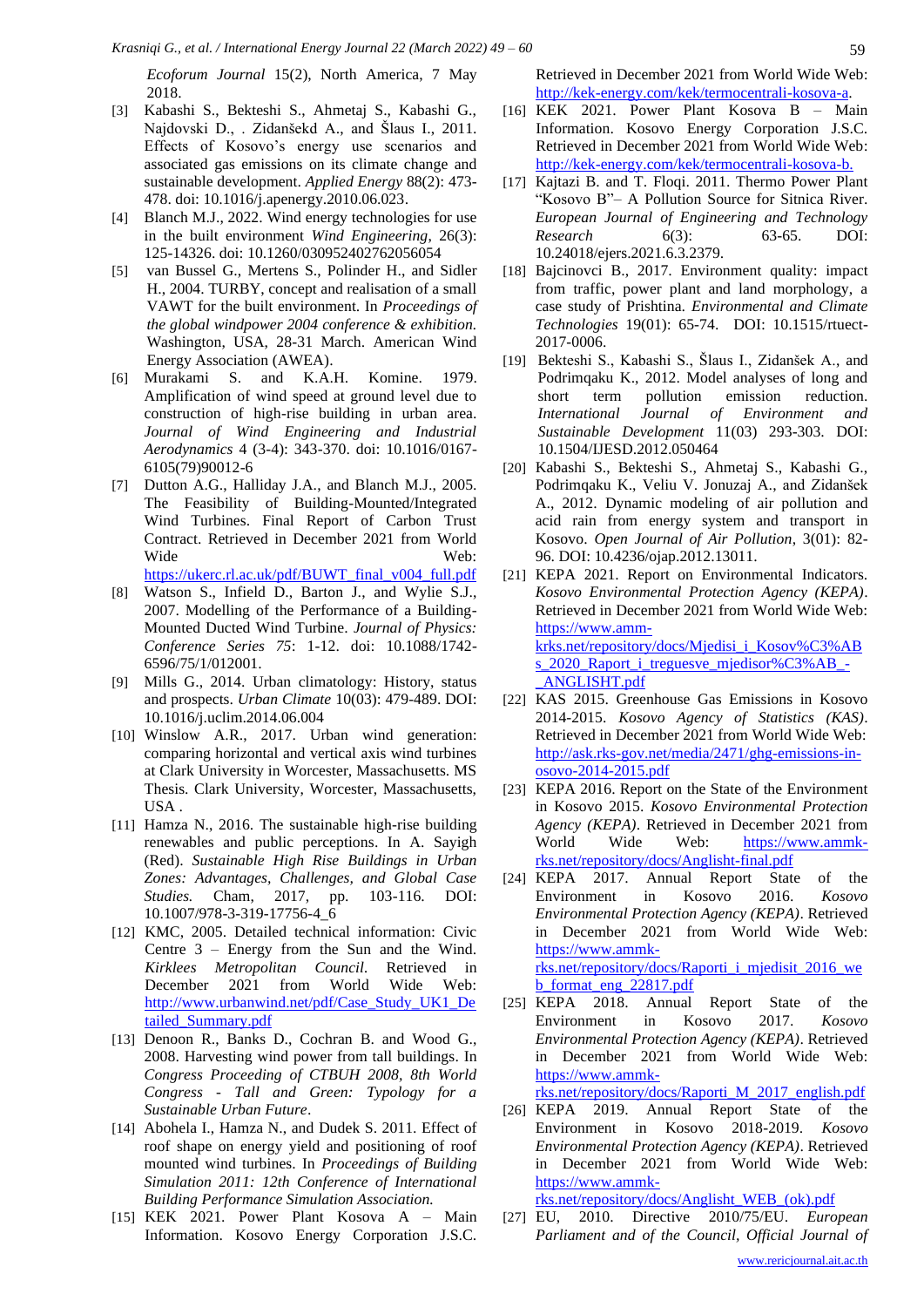*Ecoforum Journal* 15(2), North America, 7 May 2018.

[3] Kabashi S., Bekteshi S., Ahmetaj S., Kabashi G., Najdovski D., . Zidanšekd A., and Šlaus I., 2011. Effects of Kosovo's energy use scenarios and associated gas emissions on its climate change and sustainable development. *Applied Energy* 88(2): 473-478. doi: 10.1016/j.apenergy.2010.06.023.

[4] Blanch M.J., 2022. Wind energy technologies for use in the built environment *Wind Engineering*, 26(3): 125-14326. doi: 10.1260/030952402762056054

[5] van Bussel G., Mertens S., Polinder H., and Sidler H., 2004. TURBY, concept and realisation of a small VAWT for the built environment. In *Proceedings of the global windpower 2004 conference & exhibition.* Washington, USA, 28-31 March. American Wind Energy Association (AWEA).

[6] Murakami S. and K.A.H. Komine. 1979. Amplification of wind speed at ground level due to construction of high-rise building in urban area. *Journal of Wind Engineering and Industrial Aerodynamics* 4 (3-4): 343-370. doi: 10.1016/0167-6105(79)90012-6

[7] Dutton A.G., Halliday J.A., and Blanch M.J., 2005. The Feasibility of Building-Mounted/Integrated Wind Turbines. Final Report of Carbon Trust Contract. Retrieved in December 2021 from World Wide Web: https://ukerc.rl.ac.uk/pdf/BUWT_final_v004_full.pdf

[8] Watson S., Infield D., Barton J., and Wylie S.J., 2007. Modelling of the Performance of a Building-Mounted Ducted Wind Turbine. *Journal of Physics: Conference Series 75*: 1-12. doi: 10.1088/1742-6596/75/1/012001.

[9] Mills G., 2014. Urban climatology: History, status and prospects. *Urban Climate* 10(03): 479-489. DOI: 10.1016/j.uclim.2014.06.004

[10] Winslow A.R., 2017. Urban wind generation: comparing horizontal and vertical axis wind turbines at Clark University in Worcester, Massachusetts. MS Thesis. Clark University, Worcester, Massachusetts, USA .

[11] Hamza N., 2016. The sustainable high-rise building renewables and public perceptions. In A. Sayigh (Red). *Sustainable High Rise Buildings in Urban Zones: Advantages, Challenges, and Global Case Studies.* Cham, 2017, pp. 103-116. DOI: 10.1007/978-3-319-17756-4_6

[12] KMC, 2005. Detailed technical information: Civic Centre 3 – Energy from the Sun and the Wind. *Kirklees Metropolitan Council.* Retrieved in December 2021 from World Wide Web: http://www.urbanwind.net/pdf/Case_Study_UK1_Detailed_Summary.pdf

[13] Denoon R., Banks D., Cochran B. and Wood G., 2008. Harvesting wind power from tall buildings. In *Congress Proceeding of CTBUH 2008, 8th World Congress - Tall and Green: Typology for a Sustainable Urban Future*.

[14] Abohela I., Hamza N., and Dudek S. 2011. Effect of roof shape on energy yield and positioning of roof mounted wind turbines. In *Proceedings of Building Simulation 2011: 12th Conference of International Building Performance Simulation Association.*

[15] KEK 2021. Power Plant Kosova A – Main Information. Kosovo Energy Corporation J.S.C. Retrieved in December 2021 from World Wide Web: http://kek-energy.com/kek/termocentrali-kosova-a.

[16] KEK 2021. Power Plant Kosova B – Main Information. Kosovo Energy Corporation J.S.C. Retrieved in December 2021 from World Wide Web: http://kek-energy.com/kek/termocentrali-kosova-b.

[17] Kajtazi B. and T. Floqi. 2011. Thermo Power Plant "Kosovo B"– A Pollution Source for Sitnica River. *European Journal of Engineering and Technology Research* 6(3): 63-65. DOI: 10.24018/ejers.2021.6.3.2379.

[18] Bajcinovci B., 2017. Environment quality: impact from traffic, power plant and land morphology, a case study of Prishtina. *Environmental and Climate Technologies* 19(01): 65-74. DOI: 10.1515/rtuect-2017-0006.

[19] Bekteshi S., Kabashi S., Šlaus I., Zidanšek A., and Podrimqaku K., 2012. Model analyses of long and short term pollution emission reduction. *International Journal of Environment and Sustainable Development* 11(03) 293-303. DOI: 10.1504/IJESD.2012.050464

[20] Kabashi S., Bekteshi S., Ahmetaj S., Kabashi G., Podrimqaku K., Veliu V. Jonuzaj A., and Zidanšek A., 2012. Dynamic modeling of air pollution and acid rain from energy system and transport in Kosovo. *Open Journal of Air Pollution*, 3(01): 82-96. DOI: 10.4236/ojap.2012.13011.

[21] KEPA 2021. Report on Environmental Indicators. *Kosovo Environmental Protection Agency (KEPA)*. Retrieved in December 2021 from World Wide Web: https://www.amm-krks.net/repository/docs/Mjedisi_i_Kosov%C3%ABs_2020_Raport_i_treguesve_mjedisor%C3%AB_-_ANGLISHT.pdf

[22] KAS 2015. Greenhouse Gas Emissions in Kosovo 2014-2015. *Kosovo Agency of Statistics (KAS)*. Retrieved in December 2021 from World Wide Web: http://ask.rks-gov.net/media/2471/ghg-emissions-in-osovo-2014-2015.pdf

[23] KEPA 2016. Report on the State of the Environment in Kosovo 2015. *Kosovo Environmental Protection Agency (KEPA)*. Retrieved in December 2021 from World Wide Web: https://www.ammk-rks.net/repository/docs/Anglisht-final.pdf

[24] KEPA 2017. Annual Report State of the Environment in Kosovo 2016. *Kosovo Environmental Protection Agency (KEPA)*. Retrieved in December 2021 from World Wide Web: https://www.ammk-rks.net/repository/docs/Raporti_i_mjedisit_2016_web_format_eng_22817.pdf

[25] KEPA 2018. Annual Report State of the Environment in Kosovo 2017. *Kosovo Environmental Protection Agency (KEPA)*. Retrieved in December 2021 from World Wide Web: https://www.ammk-rks.net/repository/docs/Raporti_M_2017_english.pdf

[26] KEPA 2019. Annual Report State of the Environment in Kosovo 2018-2019. *Kosovo Environmental Protection Agency (KEPA)*. Retrieved in December 2021 from World Wide Web: https://www.ammk-rks.net/repository/docs/Anglisht_WEB_(ok).pdf

[27] EU, 2010. Directive 2010/75/EU. *European Parliament and of the Council, Official Journal of*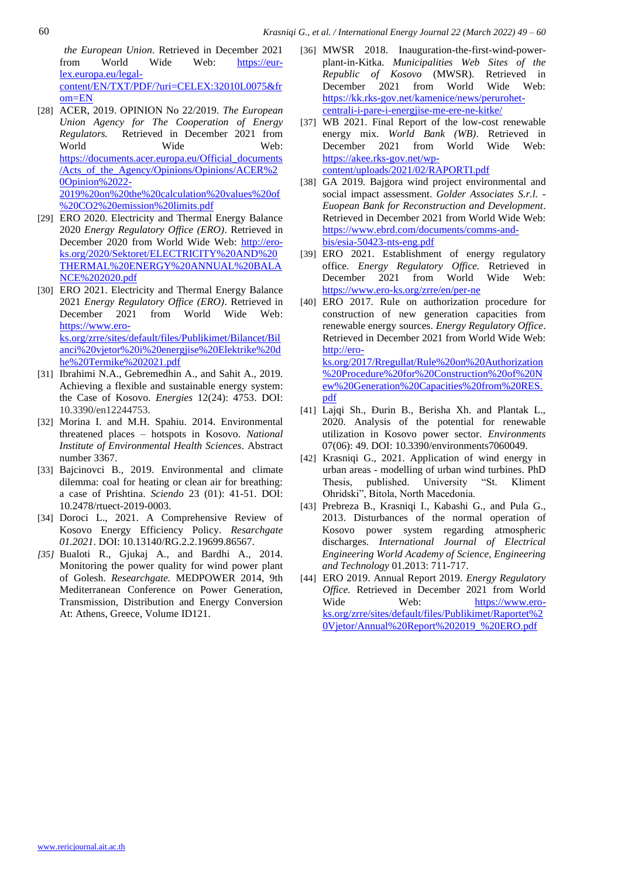*the European Union*. Retrieved in December 2021 from World Wide Web: https://eur-lex.europa.eu/legal-content/EN/TXT/PDF/?uri=CELEX:32010L0075&from=EN

[28] ACER, 2019. OPINION No 22/2019. *The European Union Agency for The Cooperation of Energy Regulators.* Retrieved in December 2021 from World Wide Web: https://documents.acer.europa.eu/Official_documents/Acts_of_the_Agency/Opinions/Opinions/ACER%20Opinion%2022-2019%20on%20the%20calculation%20values%20of%20CO2%20emission%20limits.pdf

[29] ERO 2020. Electricity and Thermal Energy Balance 2020 *Energy Regulatory Office (ERO)*. Retrieved in December 2020 from World Wide Web: http://ero-ks.org/2020/Sektoret/ELECTRICITY%20AND%20THERMAL%20ENERGY%20ANNUAL%20BALANCE%202020.pdf

[30] ERO 2021. Electricity and Thermal Energy Balance 2021 *Energy Regulatory Office (ERO)*. Retrieved in December 2021 from World Wide Web: https://www.ero-ks.org/zrre/sites/default/files/Publikimet/Bilancet/Bilanci%20vjetor%20i%20energjise%20Elektrike%20dhe%20Termike%202021.pdf

[31] Ibrahimi N.A., Gebremedhin A., and Sahit A., 2019. Achieving a flexible and sustainable energy system: the Case of Kosovo. *Energies* 12(24): 4753. DOI: 10.3390/en12244753.

[32] Morina I. and M.H. Spahiu. 2014. Environmental threatened places – hotspots in Kosovo. *National Institute of Environmental Health Sciences*. Abstract number 3367.

[33] Bajcinovci B., 2019. Environmental and climate dilemma: coal for heating or clean air for breathing: a case of Prishtina. *Sciendo* 23 (01): 41-51. DOI: 10.2478/rtuect-2019-0003.

[34] Doroci L., 2021. A Comprehensive Review of Kosovo Energy Efficiency Policy. *Resarchgate 01.2021*. DOI: 10.13140/RG.2.2.19699.86567.

*[35]* Bualoti R., Gjukaj A., and Bardhi A., 2014. Monitoring the power quality for wind power plant of Golesh. *Researchgate.* MEDPOWER 2014, 9th Mediterranean Conference on Power Generation, Transmission, Distribution and Energy Conversion At: Athens, Greece, Volume ID121.

[36] MWSR 2018. Inauguration-the-first-wind-power-plant-in-Kitka. *Municipalities Web Sites of the Republic of Kosovo* (MWSR). Retrieved in December 2021 from World Wide Web: https://kk.rks-gov.net/kamenice/news/perurohet-centrali-i-pare-i-energjise-me-ere-ne-kitke/

[37] WB 2021. Final Report of the low-cost renewable energy mix. *World Bank (WB)*. Retrieved in December 2021 from World Wide Web: https://akee.rks-gov.net/wp-content/uploads/2021/02/RAPORTI.pdf

[38] GA 2019. Bajgora wind project environmental and social impact assessment. *Golder Associates S.r.l. - Euopean Bank for Reconstruction and Development*. Retrieved in December 2021 from World Wide Web: https://www.ebrd.com/documents/comms-and-bis/esia-50423-nts-eng.pdf

[39] ERO 2021. Establishment of energy regulatory office. *Energy Regulatory Office.* Retrieved in December 2021 from World Wide Web: https://www.ero-ks.org/zrre/en/per-ne

[40] ERO 2017. Rule on authorization procedure for construction of new generation capacities from renewable energy sources. *Energy Regulatory Office*. Retrieved in December 2021 from World Wide Web: http://ero-ks.org/2017/Rregullat/Rule%20on%20Authorization%20Procedure%20for%20Construction%20of%20New%20Generation%20Capacities%20from%20RES.pdf

[41] Lajqi Sh., Đurin B., Berisha Xh. and Plantak L., 2020. Analysis of the potential for renewable utilization in Kosovo power sector. *Environments* 07(06): 49. DOI: 10.3390/environments7060049.

[42] Krasniqi G., 2021. Application of wind energy in urban areas - modelling of urban wind turbines. PhD Thesis, published. University "St. Kliment Ohridski", Bitola, North Macedonia.

[43] Prebreza B., Krasniqi I., Kabashi G., and Pula G., 2013. Disturbances of the normal operation of Kosovo power system regarding atmospheric discharges. *International Journal of Electrical Engineering World Academy of Science, Engineering and Technology* 01.2013: 711-717.

[44] ERO 2019. Annual Report 2019. *Energy Regulatory Office.* Retrieved in December 2021 from World Wide Web: https://www.ero-ks.org/zrre/sites/default/files/Publikimet/Raportet%20Vjetor/Annual%20Report%202019_%20ERO.pdf